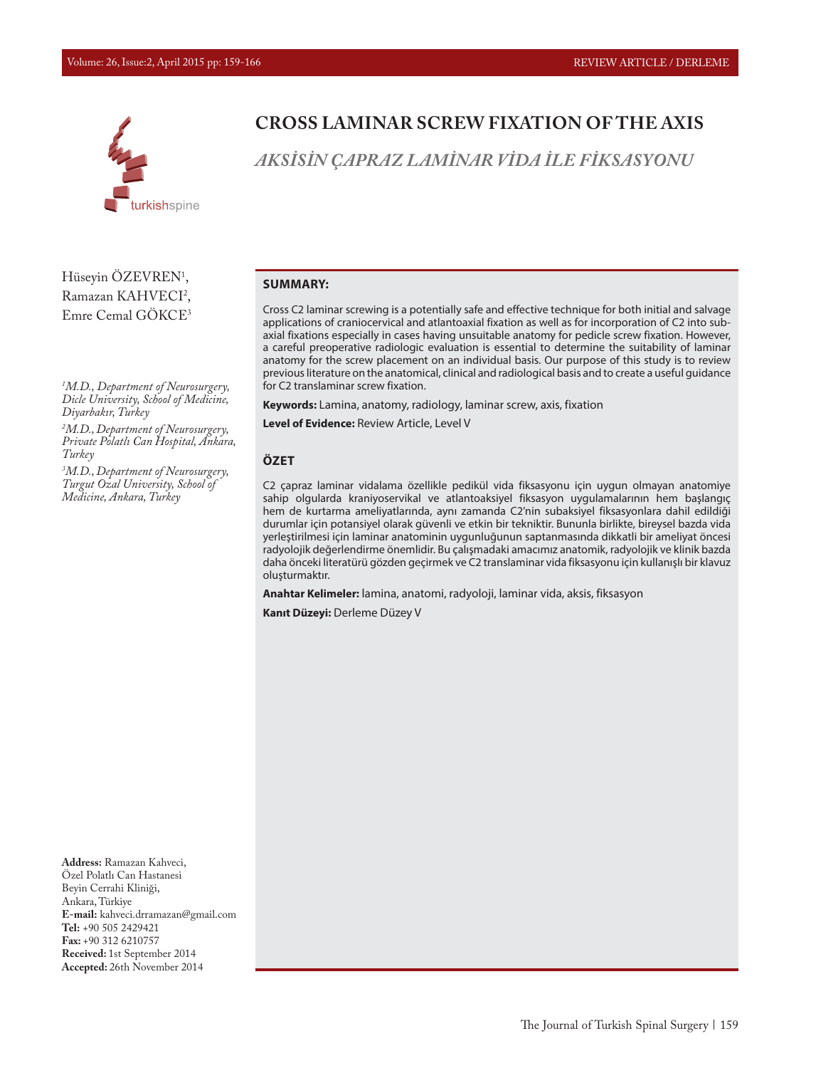# CROSS LAMINAR SCREW FIXATION OF THE AXIS

## *AKSİSİN ÇAPRAZ LAMİNAR VİDA İLE FİKSASYONU*

Hüseyin ÖZEVREN[1], Ramazan KAHVECI[2], Emre Cemal GÖKCE[3]

*[1]M.D., Department of Neurosurgery, Dicle University, School of Medicine, Diyarbakır, Turkey*

*[2]M.D., Department of Neurosurgery, Private Polatlı Can Hospital, Ankara, Turkey*

*[3]M.D., Department of Neurosurgery, Turgut Ozal University, School of Medicine, Ankara, Turkey*

### SUMMARY:

Cross C2 laminar screwing is a potentially safe and effective technique for both initial and salvage applications of craniocervical and atlantoaxial fixation as well as for incorporation of C2 into subaxial fixations especially in cases having unsuitable anatomy for pedicle screw fixation. However, a careful preoperative radiologic evaluation is essential to determine the suitability of laminar anatomy for the screw placement on an individual basis. Our purpose of this study is to review previous literature on the anatomical, clinical and radiological basis and to create a useful guidance for C2 translaminar screw fixation.

**Keywords:** Lamina, anatomy, radiology, laminar screw, axis, fixation

**Level of Evidence:** Review Article, Level V

### ÖZET

C2 çapraz laminar vidalama özellikle pedikül vida fiksasyonu için uygun olmayan anatomiye sahip olgularda kraniyoservikal ve atlantoaksiyel fiksasyon uygulamalarının hem başlangıç hem de kurtarma ameliyatlarında, aynı zamanda C2'nin subaksiyel fiksasyonlara dahil edildiği durumlar için potansiyel olarak güvenli ve etkin bir tekniktir. Bununla birlikte, bireysel bazda vida yerleştirilmesi için laminar anatominin uygunluğunun saptanmasında dikkatli bir ameliyat öncesi radyolojik değerlendirme önemlidir. Bu çalışmadaki amacımız anatomik, radyolojik ve klinik bazda daha önceki literatürü gözden geçirmek ve C2 translaminar vida fiksasyonu için kullanışlı bir klavuz oluşturmaktır.

**Anahtar Kelimeler:** lamina, anatomi, radyoloji, laminar vida, aksis, fiksasyon

**Kanıt Düzeyi:** Derleme Düzey V

**Address:** Ramazan Kahveci, Özel Polatlı Can Hastanesi Beyin Cerrahi Kliniği, Ankara, Türkiye
**E-mail:** kahveci.drramazan@gmail.com
**Tel:** +90 505 2429421
**Fax:** +90 312 6210757
**Received:** 1st September 2014
**Accepted:** 26th November 2014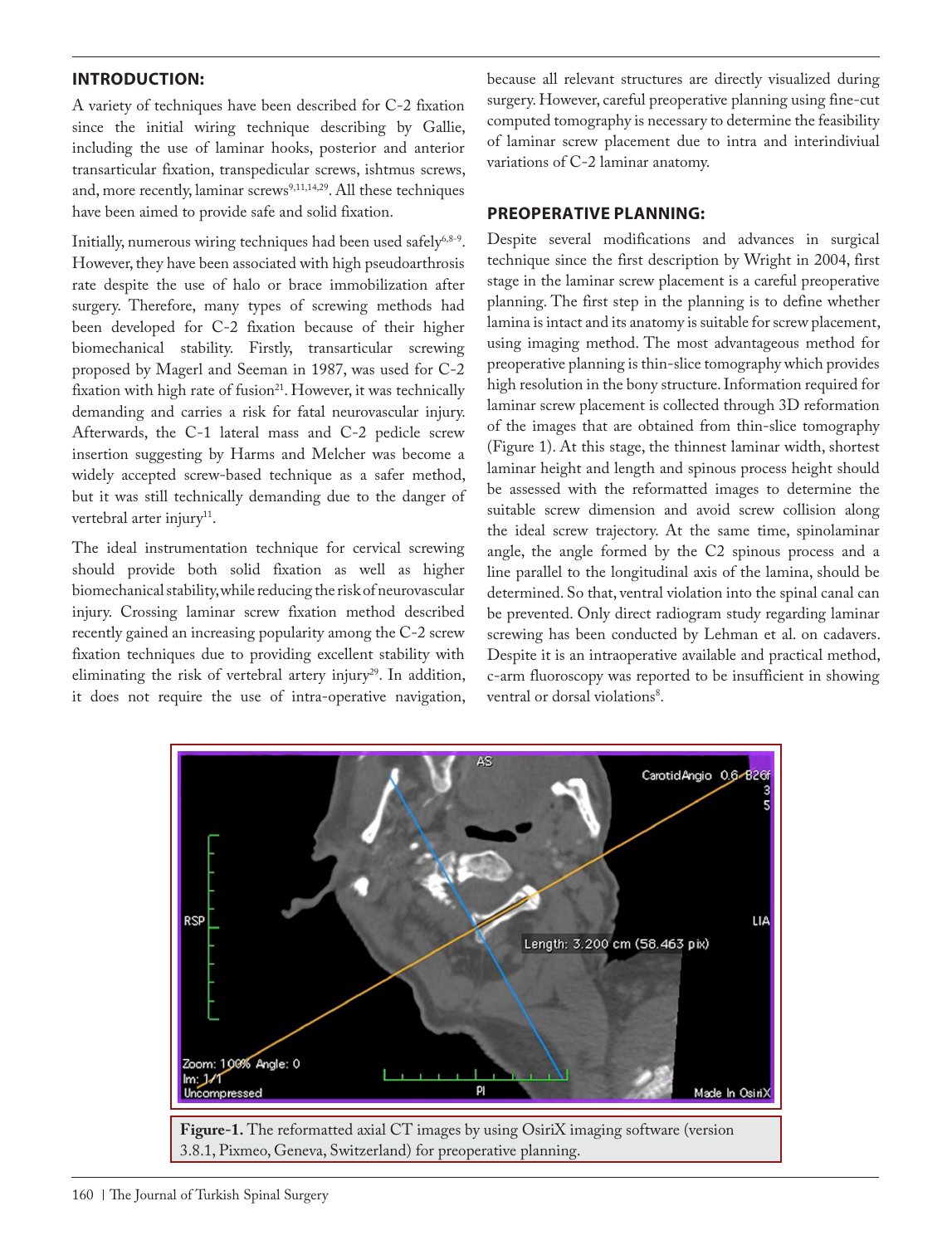## INTRODUCTION:

A variety of techniques have been described for C-2 fixation since the initial wiring technique describing by Gallie, including the use of laminar hooks, posterior and anterior transarticular fixation, transpedicular screws, ishtmus screws, and, more recently, laminar screws[9,11,14,29]. All these techniques have been aimed to provide safe and solid fixation.

Initially, numerous wiring techniques had been used safely[6,8-9]. However, they have been associated with high pseudoarthrosis rate despite the use of halo or brace immobilization after surgery. Therefore, many types of screwing methods had been developed for C-2 fixation because of their higher biomechanical stability. Firstly, transarticular screwing proposed by Magerl and Seeman in 1987, was used for C-2 fixation with high rate of fusion[21]. However, it was technically demanding and carries a risk for fatal neurovascular injury. Afterwards, the C-1 lateral mass and C-2 pedicle screw insertion suggesting by Harms and Melcher was become a widely accepted screw-based technique as a safer method, but it was still technically demanding due to the danger of vertebral arter injury[11].

The ideal instrumentation technique for cervical screwing should provide both solid fixation as well as higher biomechanical stability, while reducing the risk of neurovascular injury. Crossing laminar screw fixation method described recently gained an increasing popularity among the C-2 screw fixation techniques due to providing excellent stability with eliminating the risk of vertebral artery injury[29]. In addition, it does not require the use of intra-operative navigation, because all relevant structures are directly visualized during surgery. However, careful preoperative planning using fine-cut computed tomography is necessary to determine the feasibility of laminar screw placement due to intra and interindiviual variations of C-2 laminar anatomy.

## PREOPERATIVE PLANNING:

Despite several modifications and advances in surgical technique since the first description by Wright in 2004, first stage in the laminar screw placement is a careful preoperative planning. The first step in the planning is to define whether lamina is intact and its anatomy is suitable for screw placement, using imaging method. The most advantageous method for preoperative planning is thin-slice tomography which provides high resolution in the bony structure. Information required for laminar screw placement is collected through 3D reformation of the images that are obtained from thin-slice tomography (Figure 1). At this stage, the thinnest laminar width, shortest laminar height and length and spinous process height should be assessed with the reformatted images to determine the suitable screw dimension and avoid screw collision along the ideal screw trajectory. At the same time, spinolaminar angle, the angle formed by the C2 spinous process and a line parallel to the longitudinal axis of the lamina, should be determined. So that, ventral violation into the spinal canal can be prevented. Only direct radiogram study regarding laminar screwing has been conducted by Lehman et al. on cadavers. Despite it is an intraoperative available and practical method, c-arm fluoroscopy was reported to be insufficient in showing ventral or dorsal violations[8].

**Figure-1.** The reformatted axial CT images by using OsiriX imaging software (version 3.8.1, Pixmeo, Geneva, Switzerland) for preoperative planning.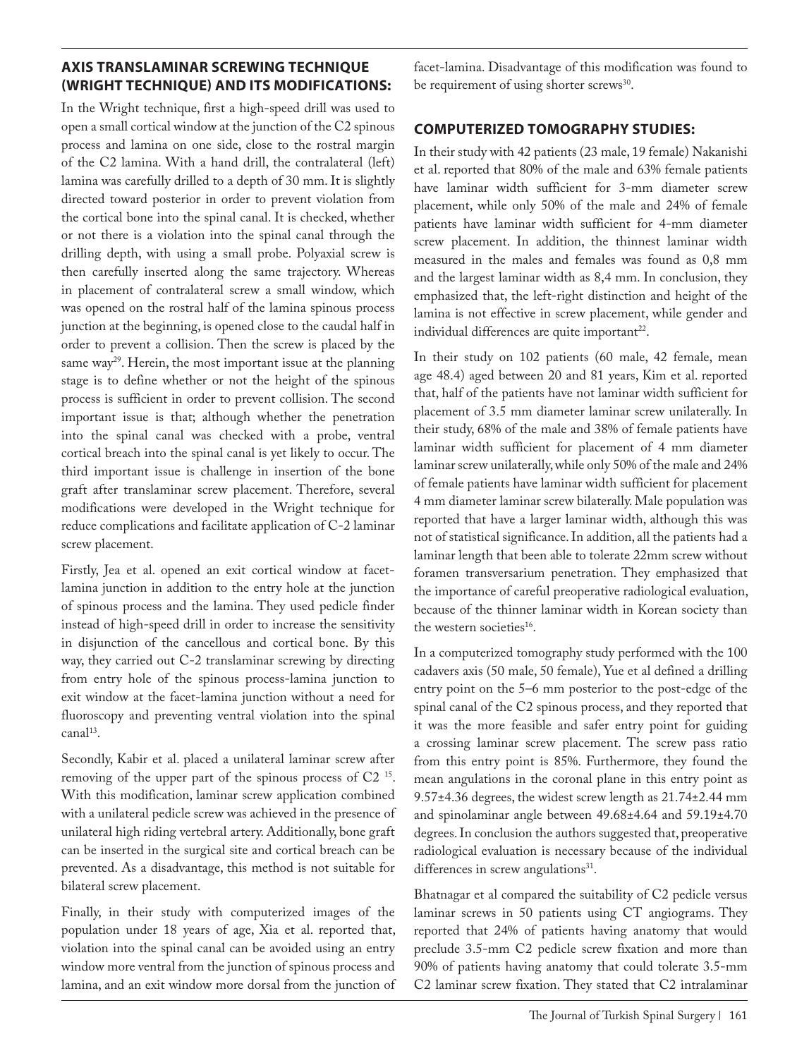## AXIS TRANSLAMINAR SCREWING TECHNIQUE (WRIGHT TECHNIQUE) AND ITS MODIFICATIONS:

In the Wright technique, first a high-speed drill was used to open a small cortical window at the junction of the C2 spinous process and lamina on one side, close to the rostral margin of the C2 lamina. With a hand drill, the contralateral (left) lamina was carefully drilled to a depth of 30 mm. It is slightly directed toward posterior in order to prevent violation from the cortical bone into the spinal canal. It is checked, whether or not there is a violation into the spinal canal through the drilling depth, with using a small probe. Polyaxial screw is then carefully inserted along the same trajectory. Whereas in placement of contralateral screw a small window, which was opened on the rostral half of the lamina spinous process junction at the beginning, is opened close to the caudal half in order to prevent a collision. Then the screw is placed by the same way[29]. Herein, the most important issue at the planning stage is to define whether or not the height of the spinous process is sufficient in order to prevent collision. The second important issue is that; although whether the penetration into the spinal canal was checked with a probe, ventral cortical breach into the spinal canal is yet likely to occur. The third important issue is challenge in insertion of the bone graft after translaminar screw placement. Therefore, several modifications were developed in the Wright technique for reduce complications and facilitate application of C-2 laminar screw placement.

Firstly, Jea et al. opened an exit cortical window at facet-lamina junction in addition to the entry hole at the junction of spinous process and the lamina. They used pedicle finder instead of high-speed drill in order to increase the sensitivity in disjunction of the cancellous and cortical bone. By this way, they carried out C-2 translaminar screwing by directing from entry hole of the spinous process-lamina junction to exit window at the facet-lamina junction without a need for fluoroscopy and preventing ventral violation into the spinal canal[13].

Secondly, Kabir et al. placed a unilateral laminar screw after removing of the upper part of the spinous process of C2 [15]. With this modification, laminar screw application combined with a unilateral pedicle screw was achieved in the presence of unilateral high riding vertebral artery. Additionally, bone graft can be inserted in the surgical site and cortical breach can be prevented. As a disadvantage, this method is not suitable for bilateral screw placement.

Finally, in their study with computerized images of the population under 18 years of age, Xia et al. reported that, violation into the spinal canal can be avoided using an entry window more ventral from the junction of spinous process and lamina, and an exit window more dorsal from the junction of facet-lamina. Disadvantage of this modification was found to be requirement of using shorter screws[30].

## COMPUTERIZED TOMOGRAPHY STUDIES:

In their study with 42 patients (23 male, 19 female) Nakanishi et al. reported that 80% of the male and 63% female patients have laminar width sufficient for 3-mm diameter screw placement, while only 50% of the male and 24% of female patients have laminar width sufficient for 4-mm diameter screw placement. In addition, the thinnest laminar width measured in the males and females was found as 0,8 mm and the largest laminar width as 8,4 mm. In conclusion, they emphasized that, the left-right distinction and height of the lamina is not effective in screw placement, while gender and individual differences are quite important[22].

In their study on 102 patients (60 male, 42 female, mean age 48.4) aged between 20 and 81 years, Kim et al. reported that, half of the patients have not laminar width sufficient for placement of 3.5 mm diameter laminar screw unilaterally. In their study, 68% of the male and 38% of female patients have laminar width sufficient for placement of 4 mm diameter laminar screw unilaterally, while only 50% of the male and 24% of female patients have laminar width sufficient for placement 4 mm diameter laminar screw bilaterally. Male population was reported that have a larger laminar width, although this was not of statistical significance. In addition, all the patients had a laminar length that been able to tolerate 22mm screw without foramen transversarium penetration. They emphasized that the importance of careful preoperative radiological evaluation, because of the thinner laminar width in Korean society than the western societies[16].

In a computerized tomography study performed with the 100 cadavers axis (50 male, 50 female), Yue et al defined a drilling entry point on the 5–6 mm posterior to the post-edge of the spinal canal of the C2 spinous process, and they reported that it was the more feasible and safer entry point for guiding a crossing laminar screw placement. The screw pass ratio from this entry point is 85%. Furthermore, they found the mean angulations in the coronal plane in this entry point as 9.57±4.36 degrees, the widest screw length as 21.74±2.44 mm and spinolaminar angle between 49.68±4.64 and 59.19±4.70 degrees. In conclusion the authors suggested that, preoperative radiological evaluation is necessary because of the individual differences in screw angulations[31].

Bhatnagar et al compared the suitability of C2 pedicle versus laminar screws in 50 patients using CT angiograms. They reported that 24% of patients having anatomy that would preclude 3.5-mm C2 pedicle screw fixation and more than 90% of patients having anatomy that could tolerate 3.5-mm C2 laminar screw fixation. They stated that C2 intralaminar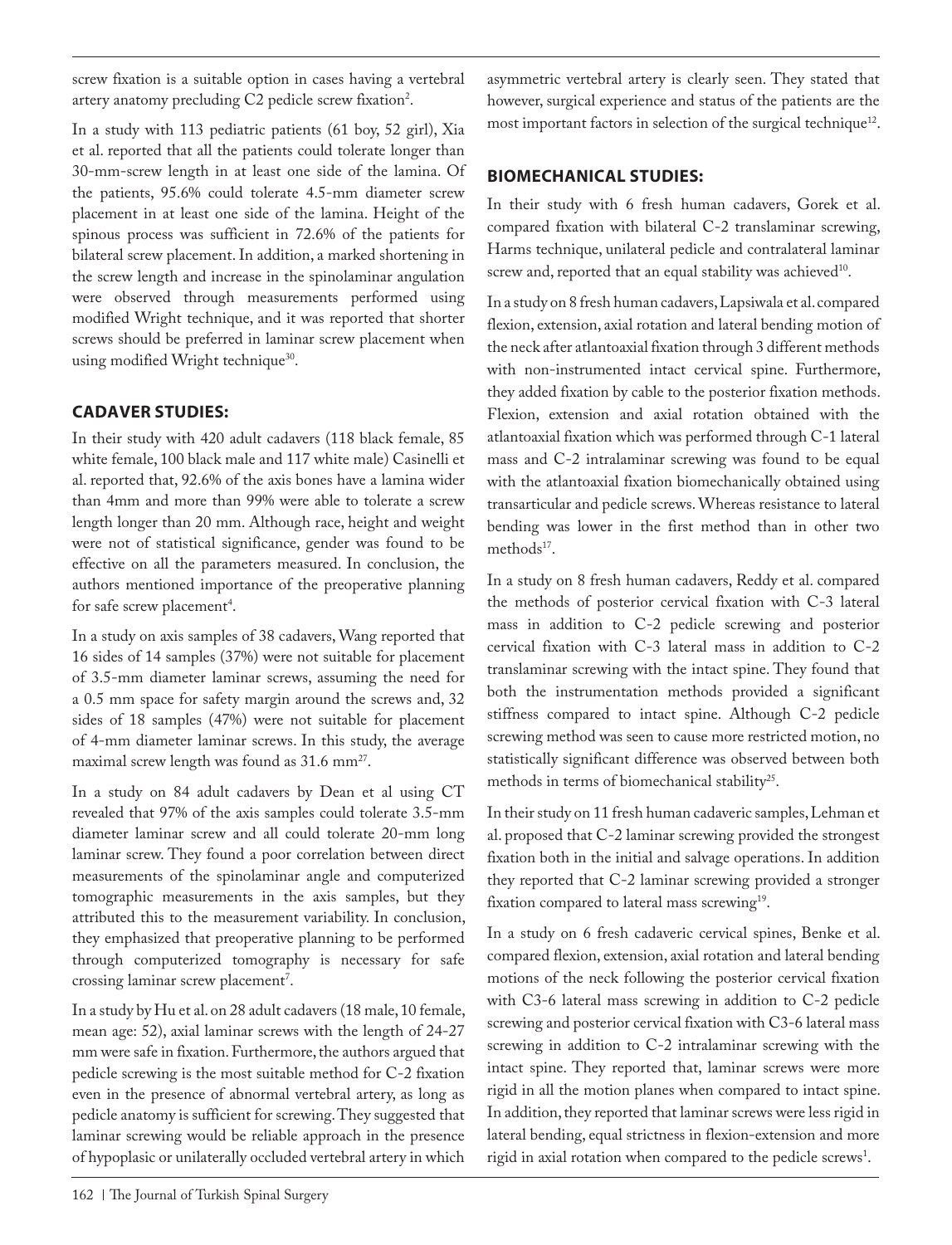screw fixation is a suitable option in cases having a vertebral artery anatomy precluding C2 pedicle screw fixation[2].

In a study with 113 pediatric patients (61 boy, 52 girl), Xia et al. reported that all the patients could tolerate longer than 30-mm-screw length in at least one side of the lamina. Of the patients, 95.6% could tolerate 4.5-mm diameter screw placement in at least one side of the lamina. Height of the spinous process was sufficient in 72.6% of the patients for bilateral screw placement. In addition, a marked shortening in the screw length and increase in the spinolaminar angulation were observed through measurements performed using modified Wright technique, and it was reported that shorter screws should be preferred in laminar screw placement when using modified Wright technique[30].

## CADAVER STUDIES:

In their study with 420 adult cadavers (118 black female, 85 white female, 100 black male and 117 white male) Casinelli et al. reported that, 92.6% of the axis bones have a lamina wider than 4mm and more than 99% were able to tolerate a screw length longer than 20 mm. Although race, height and weight were not of statistical significance, gender was found to be effective on all the parameters measured. In conclusion, the authors mentioned importance of the preoperative planning for safe screw placement[4].

In a study on axis samples of 38 cadavers, Wang reported that 16 sides of 14 samples (37%) were not suitable for placement of 3.5-mm diameter laminar screws, assuming the need for a 0.5 mm space for safety margin around the screws and, 32 sides of 18 samples (47%) were not suitable for placement of 4-mm diameter laminar screws. In this study, the average maximal screw length was found as 31.6 mm[27].

In a study on 84 adult cadavers by Dean et al using CT revealed that 97% of the axis samples could tolerate 3.5-mm diameter laminar screw and all could tolerate 20-mm long laminar screw. They found a poor correlation between direct measurements of the spinolaminar angle and computerized tomographic measurements in the axis samples, but they attributed this to the measurement variability. In conclusion, they emphasized that preoperative planning to be performed through computerized tomography is necessary for safe crossing laminar screw placement[7].

In a study by Hu et al. on 28 adult cadavers (18 male, 10 female, mean age: 52), axial laminar screws with the length of 24-27 mm were safe in fixation. Furthermore, the authors argued that pedicle screwing is the most suitable method for C-2 fixation even in the presence of abnormal vertebral artery, as long as pedicle anatomy is sufficient for screwing. They suggested that laminar screwing would be reliable approach in the presence of hypoplasic or unilaterally occluded vertebral artery in which asymmetric vertebral artery is clearly seen. They stated that however, surgical experience and status of the patients are the most important factors in selection of the surgical technique[12].

## BIOMECHANICAL STUDIES:

In their study with 6 fresh human cadavers, Gorek et al. compared fixation with bilateral C-2 translaminar screwing, Harms technique, unilateral pedicle and contralateral laminar screw and, reported that an equal stability was achieved[10].

In a study on 8 fresh human cadavers, Lapsiwala et al. compared flexion, extension, axial rotation and lateral bending motion of the neck after atlantoaxial fixation through 3 different methods with non-instrumented intact cervical spine. Furthermore, they added fixation by cable to the posterior fixation methods. Flexion, extension and axial rotation obtained with the atlantoaxial fixation which was performed through C-1 lateral mass and C-2 intralaminar screwing was found to be equal with the atlantoaxial fixation biomechanically obtained using transarticular and pedicle screws. Whereas resistance to lateral bending was lower in the first method than in other two methods[17].

In a study on 8 fresh human cadavers, Reddy et al. compared the methods of posterior cervical fixation with C-3 lateral mass in addition to C-2 pedicle screwing and posterior cervical fixation with C-3 lateral mass in addition to C-2 translaminar screwing with the intact spine. They found that both the instrumentation methods provided a significant stiffness compared to intact spine. Although C-2 pedicle screwing method was seen to cause more restricted motion, no statistically significant difference was observed between both methods in terms of biomechanical stability[25].

In their study on 11 fresh human cadaveric samples, Lehman et al. proposed that C-2 laminar screwing provided the strongest fixation both in the initial and salvage operations. In addition they reported that C-2 laminar screwing provided a stronger fixation compared to lateral mass screwing[19].

In a study on 6 fresh cadaveric cervical spines, Benke et al. compared flexion, extension, axial rotation and lateral bending motions of the neck following the posterior cervical fixation with C3-6 lateral mass screwing in addition to C-2 pedicle screwing and posterior cervical fixation with C3-6 lateral mass screwing in addition to C-2 intralaminar screwing with the intact spine. They reported that, laminar screws were more rigid in all the motion planes when compared to intact spine. In addition, they reported that laminar screws were less rigid in lateral bending, equal strictness in flexion-extension and more rigid in axial rotation when compared to the pedicle screws[1].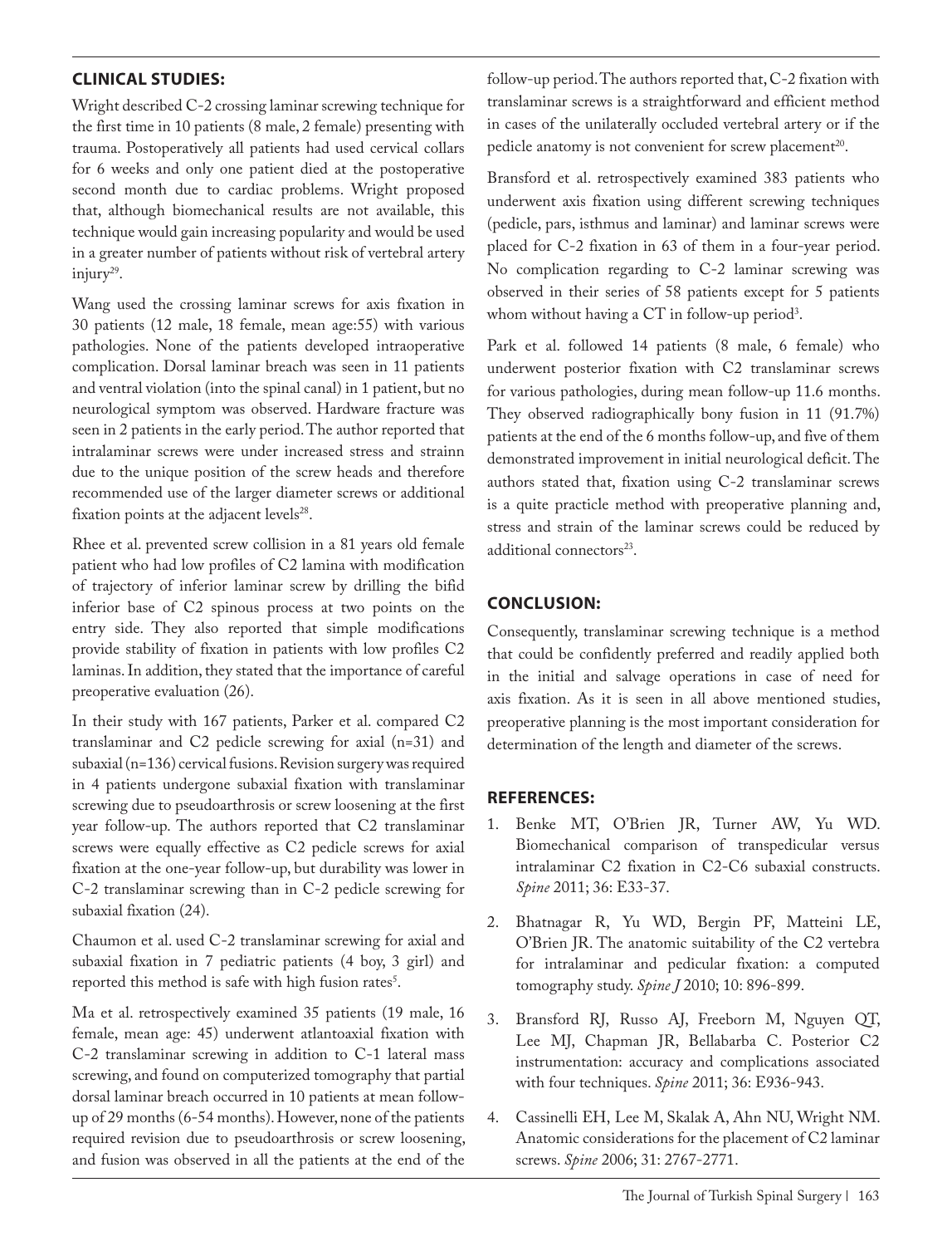## CLINICAL STUDIES:

Wright described C-2 crossing laminar screwing technique for the first time in 10 patients (8 male, 2 female) presenting with trauma. Postoperatively all patients had used cervical collars for 6 weeks and only one patient died at the postoperative second month due to cardiac problems. Wright proposed that, although biomechanical results are not available, this technique would gain increasing popularity and would be used in a greater number of patients without risk of vertebral artery injury[29].

Wang used the crossing laminar screws for axis fixation in 30 patients (12 male, 18 female, mean age:55) with various pathologies. None of the patients developed intraoperative complication. Dorsal laminar breach was seen in 11 patients and ventral violation (into the spinal canal) in 1 patient, but no neurological symptom was observed. Hardware fracture was seen in 2 patients in the early period. The author reported that intralaminar screws were under increased stress and strainn due to the unique position of the screw heads and therefore recommended use of the larger diameter screws or additional fixation points at the adjacent levels[28].

Rhee et al. prevented screw collision in a 81 years old female patient who had low profiles of C2 lamina with modification of trajectory of inferior laminar screw by drilling the bifid inferior base of C2 spinous process at two points on the entry side. They also reported that simple modifications provide stability of fixation in patients with low profiles C2 laminas. In addition, they stated that the importance of careful preoperative evaluation (26).

In their study with 167 patients, Parker et al. compared C2 translaminar and C2 pedicle screwing for axial (n=31) and subaxial (n=136) cervical fusions. Revision surgery was required in 4 patients undergone subaxial fixation with translaminar screwing due to pseudoarthrosis or screw loosening at the first year follow-up. The authors reported that C2 translaminar screws were equally effective as C2 pedicle screws for axial fixation at the one-year follow-up, but durability was lower in C-2 translaminar screwing than in C-2 pedicle screwing for subaxial fixation (24).

Chaumon et al. used C-2 translaminar screwing for axial and subaxial fixation in 7 pediatric patients (4 boy, 3 girl) and reported this method is safe with high fusion rates[5].

Ma et al. retrospectively examined 35 patients (19 male, 16 female, mean age: 45) underwent atlantoaxial fixation with C-2 translaminar screwing in addition to C-1 lateral mass screwing, and found on computerized tomography that partial dorsal laminar breach occurred in 10 patients at mean follow-up of 29 months (6-54 months). However, none of the patients required revision due to pseudoarthrosis or screw loosening, and fusion was observed in all the patients at the end of the follow-up period. The authors reported that, C-2 fixation with translaminar screws is a straightforward and efficient method in cases of the unilaterally occluded vertebral artery or if the pedicle anatomy is not convenient for screw placement[20].

Bransford et al. retrospectively examined 383 patients who underwent axis fixation using different screwing techniques (pedicle, pars, isthmus and laminar) and laminar screws were placed for C-2 fixation in 63 of them in a four-year period. No complication regarding to C-2 laminar screwing was observed in their series of 58 patients except for 5 patients whom without having a CT in follow-up period[3].

Park et al. followed 14 patients (8 male, 6 female) who underwent posterior fixation with C2 translaminar screws for various pathologies, during mean follow-up 11.6 months. They observed radiographically bony fusion in 11 (91.7%) patients at the end of the 6 months follow-up, and five of them demonstrated improvement in initial neurological deficit. The authors stated that, fixation using C-2 translaminar screws is a quite practicle method with preoperative planning and, stress and strain of the laminar screws could be reduced by additional connectors[23].

## CONCLUSION:

Consequently, translaminar screwing technique is a method that could be confidently preferred and readily applied both in the initial and salvage operations in case of need for axis fixation. As it is seen in all above mentioned studies, preoperative planning is the most important consideration for determination of the length and diameter of the screws.

## REFERENCES:

1. Benke MT, O'Brien JR, Turner AW, Yu WD. Biomechanical comparison of transpedicular versus intralaminar C2 fixation in C2-C6 subaxial constructs. *Spine* 2011; 36: E33-37.
2. Bhatnagar R, Yu WD, Bergin PF, Matteini LE, O'Brien JR. The anatomic suitability of the C2 vertebra for intralaminar and pedicular fixation: a computed tomography study. *Spine J* 2010; 10: 896-899.
3. Bransford RJ, Russo AJ, Freeborn M, Nguyen QT, Lee MJ, Chapman JR, Bellabarba C. Posterior C2 instrumentation: accuracy and complications associated with four techniques. *Spine* 2011; 36: E936-943.
4. Cassinelli EH, Lee M, Skalak A, Ahn NU, Wright NM. Anatomic considerations for the placement of C2 laminar screws. *Spine* 2006; 31: 2767-2771.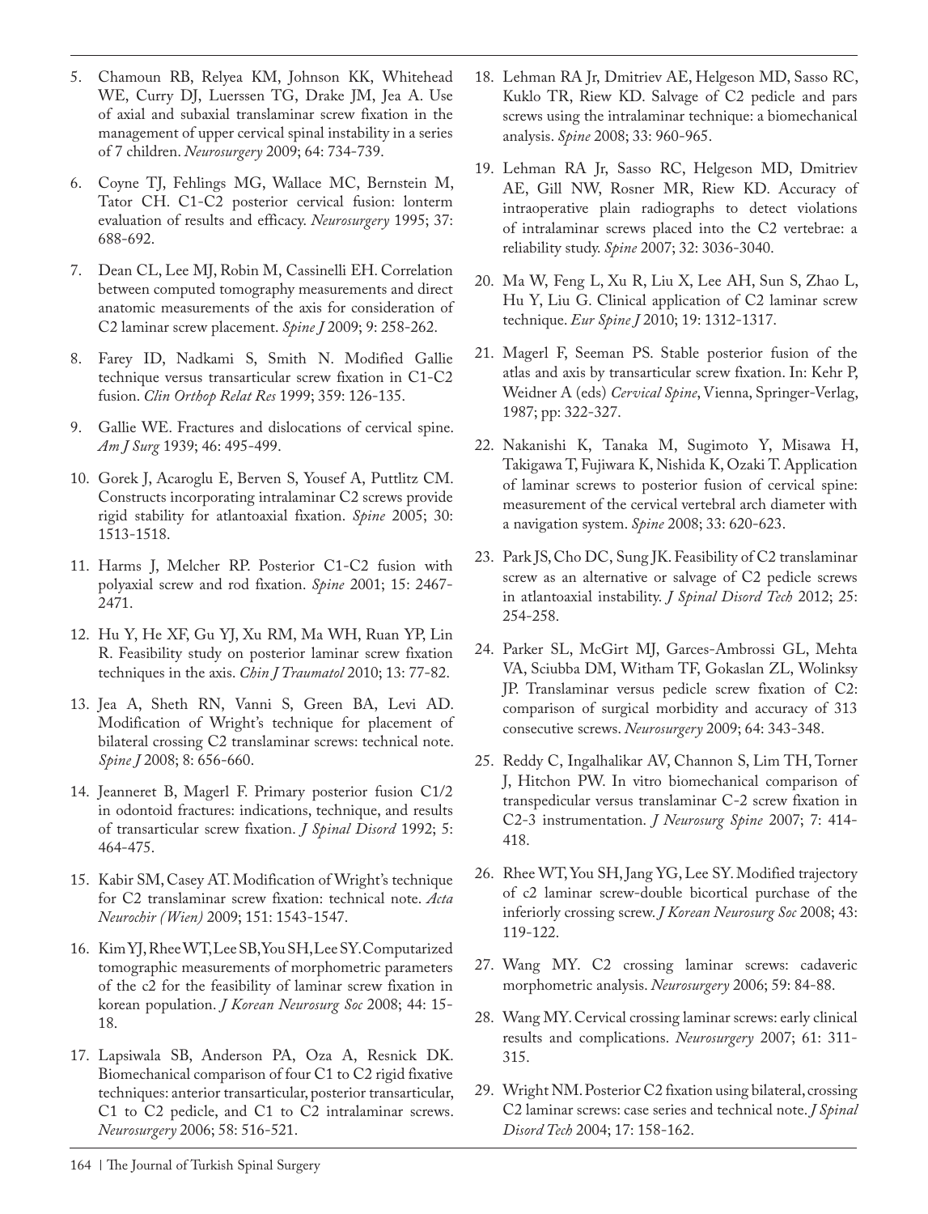5. Chamoun RB, Relyea KM, Johnson KK, Whitehead WE, Curry DJ, Luerssen TG, Drake JM, Jea A. Use of axial and subaxial translaminar screw fixation in the management of upper cervical spinal instability in a series of 7 children. *Neurosurgery* 2009; 64: 734-739.

6. Coyne TJ, Fehlings MG, Wallace MC, Bernstein M, Tator CH. C1-C2 posterior cervical fusion: lonterm evaluation of results and efficacy. *Neurosurgery* 1995; 37: 688-692.

7. Dean CL, Lee MJ, Robin M, Cassinelli EH. Correlation between computed tomography measurements and direct anatomic measurements of the axis for consideration of C2 laminar screw placement. *Spine J* 2009; 9: 258-262.

8. Farey ID, Nadkami S, Smith N. Modified Gallie technique versus transarticular screw fixation in C1-C2 fusion. *Clin Orthop Relat Res* 1999; 359: 126-135.

9. Gallie WE. Fractures and dislocations of cervical spine. *Am J Surg* 1939; 46: 495-499.

10. Gorek J, Acaroglu E, Berven S, Yousef A, Puttlitz CM. Constructs incorporating intralaminar C2 screws provide rigid stability for atlantoaxial fixation. *Spine* 2005; 30: 1513-1518.

11. Harms J, Melcher RP. Posterior C1-C2 fusion with polyaxial screw and rod fixation. *Spine* 2001; 15: 2467-2471.

12. Hu Y, He XF, Gu YJ, Xu RM, Ma WH, Ruan YP, Lin R. Feasibility study on posterior laminar screw fixation techniques in the axis. *Chin J Traumatol* 2010; 13: 77-82.

13. Jea A, Sheth RN, Vanni S, Green BA, Levi AD. Modification of Wright's technique for placement of bilateral crossing C2 translaminar screws: technical note. *Spine J* 2008; 8: 656-660.

14. Jeanneret B, Magerl F. Primary posterior fusion C1/2 in odontoid fractures: indications, technique, and results of transarticular screw fixation. *J Spinal Disord* 1992; 5: 464-475.

15. Kabir SM, Casey AT. Modification of Wright's technique for C2 translaminar screw fixation: technical note. *Acta Neurochir (Wien)* 2009; 151: 1543-1547.

16. Kim YJ, Rhee WT, Lee SB, You SH, Lee SY. Computarized tomographic measurements of morphometric parameters of the c2 for the feasibility of laminar screw fixation in korean population. *J Korean Neurosurg Soc* 2008; 44: 15-18.

17. Lapsiwala SB, Anderson PA, Oza A, Resnick DK. Biomechanical comparison of four C1 to C2 rigid fixative techniques: anterior transarticular, posterior transarticular, C1 to C2 pedicle, and C1 to C2 intralaminar screws. *Neurosurgery* 2006; 58: 516-521.

18. Lehman RA Jr, Dmitriev AE, Helgeson MD, Sasso RC, Kuklo TR, Riew KD. Salvage of C2 pedicle and pars screws using the intralaminar technique: a biomechanical analysis. *Spine* 2008; 33: 960-965.

19. Lehman RA Jr, Sasso RC, Helgeson MD, Dmitriev AE, Gill NW, Rosner MR, Riew KD. Accuracy of intraoperative plain radiographs to detect violations of intralaminar screws placed into the C2 vertebrae: a reliability study. *Spine* 2007; 32: 3036-3040.

20. Ma W, Feng L, Xu R, Liu X, Lee AH, Sun S, Zhao L, Hu Y, Liu G. Clinical application of C2 laminar screw technique. *Eur Spine J* 2010; 19: 1312-1317.

21. Magerl F, Seeman PS. Stable posterior fusion of the atlas and axis by transarticular screw fixation. In: Kehr P, Weidner A (eds) *Cervical Spine*, Vienna, Springer-Verlag, 1987; pp: 322-327.

22. Nakanishi K, Tanaka M, Sugimoto Y, Misawa H, Takigawa T, Fujiwara K, Nishida K, Ozaki T. Application of laminar screws to posterior fusion of cervical spine: measurement of the cervical vertebral arch diameter with a navigation system. *Spine* 2008; 33: 620-623.

23. Park JS, Cho DC, Sung JK. Feasibility of C2 translaminar screw as an alternative or salvage of C2 pedicle screws in atlantoaxial instability. *J Spinal Disord Tech* 2012; 25: 254-258.

24. Parker SL, McGirt MJ, Garces-Ambrossi GL, Mehta VA, Sciubba DM, Witham TF, Gokaslan ZL, Wolinksy JP. Translaminar versus pedicle screw fixation of C2: comparison of surgical morbidity and accuracy of 313 consecutive screws. *Neurosurgery* 2009; 64: 343-348.

25. Reddy C, Ingalhalikar AV, Channon S, Lim TH, Torner J, Hitchon PW. In vitro biomechanical comparison of transpedicular versus translaminar C-2 screw fixation in C2-3 instrumentation. *J Neurosurg Spine* 2007; 7: 414-418.

26. Rhee WT, You SH, Jang YG, Lee SY. Modified trajectory of c2 laminar screw-double bicortical purchase of the inferiorly crossing screw. *J Korean Neurosurg Soc* 2008; 43: 119-122.

27. Wang MY. C2 crossing laminar screws: cadaveric morphometric analysis. *Neurosurgery* 2006; 59: 84-88.

28. Wang MY. Cervical crossing laminar screws: early clinical results and complications. *Neurosurgery* 2007; 61: 311-315.

29. Wright NM. Posterior C2 fixation using bilateral, crossing C2 laminar screws: case series and technical note. *J Spinal Disord Tech* 2004; 17: 158-162.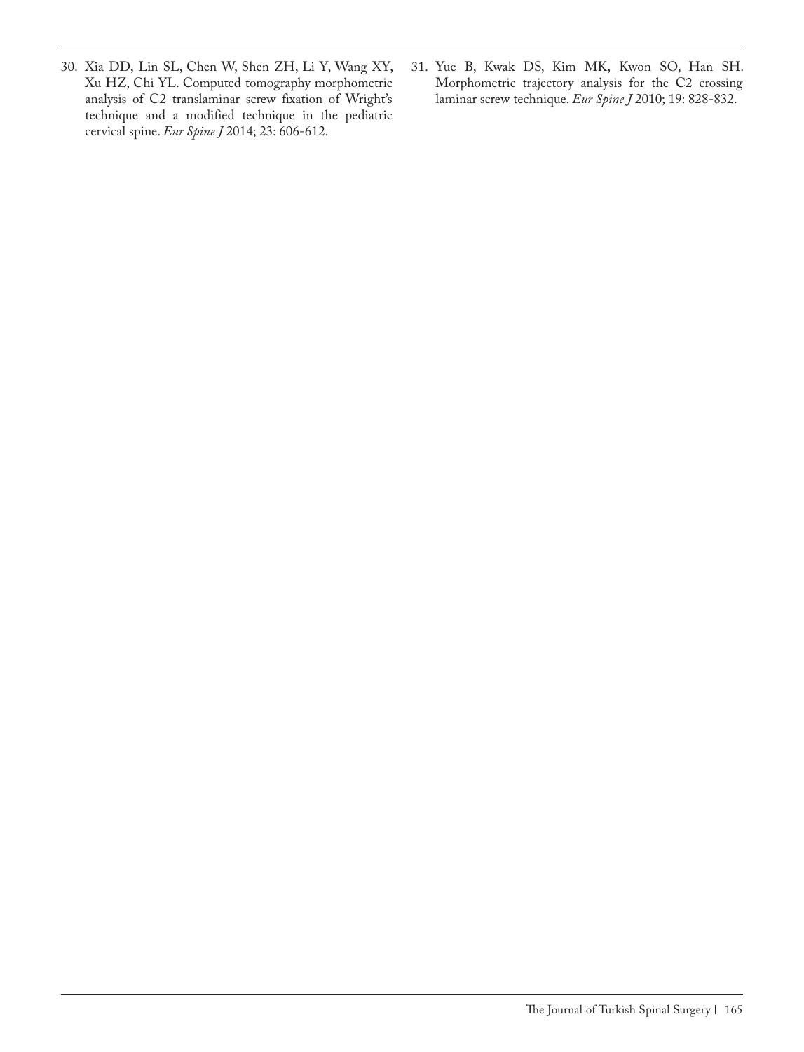30. Xia DD, Lin SL, Chen W, Shen ZH, Li Y, Wang XY, Xu HZ, Chi YL. Computed tomography morphometric analysis of C2 translaminar screw fixation of Wright's technique and a modified technique in the pediatric cervical spine. *Eur Spine J* 2014; 23: 606-612.
31. Yue B, Kwak DS, Kim MK, Kwon SO, Han SH. Morphometric trajectory analysis for the C2 crossing laminar screw technique. *Eur Spine J* 2010; 19: 828-832.